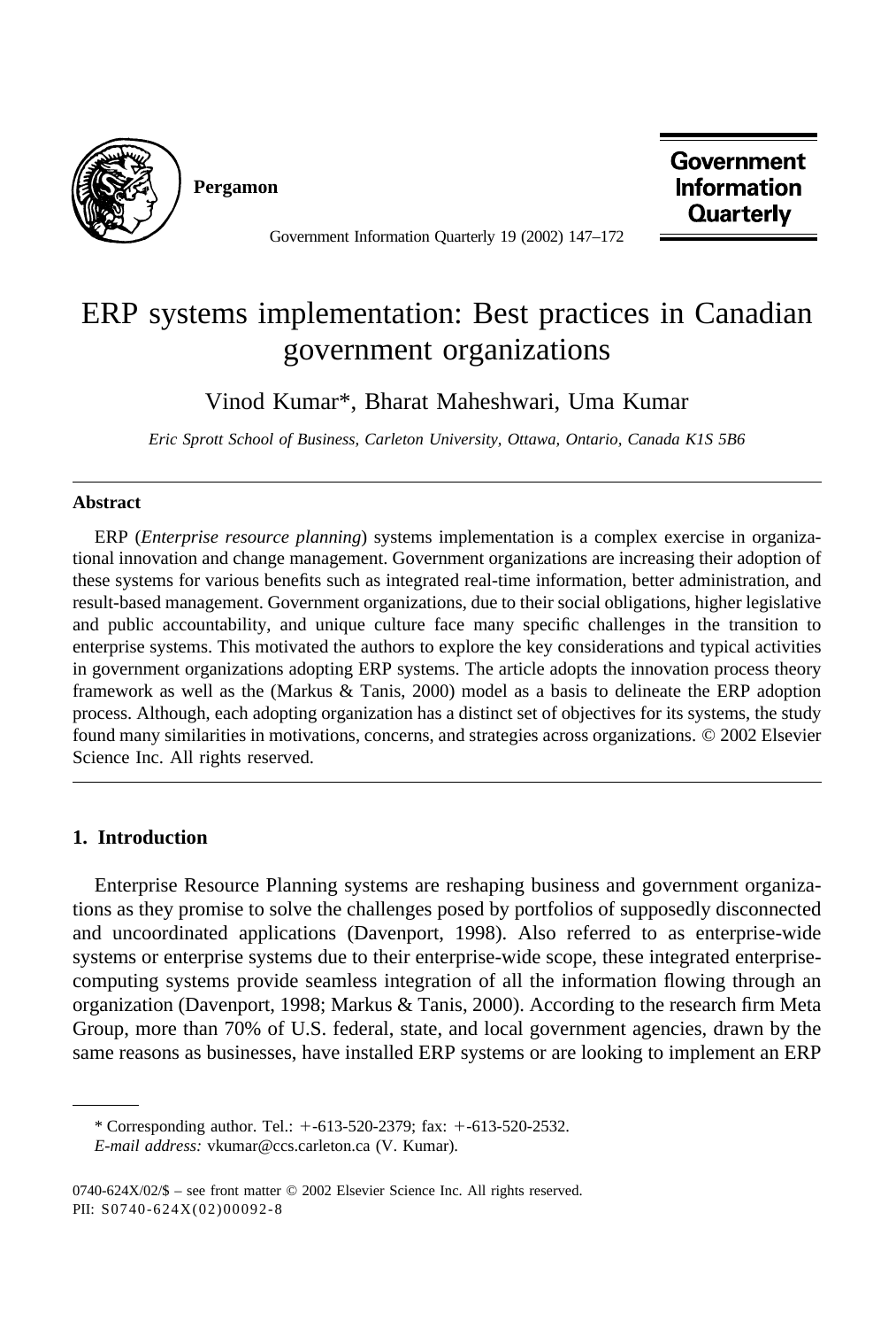# ERP systems implementation: Best practices in Canadian government organizations

Vinod Kumar*, Bharat Maheshwari, Uma Kumar

*Eric Sprott School of Business, Carleton University, Ottawa, Ontario, Canada K1S 5B6*

## Abstract

ERP (*Enterprise resource planning*) systems implementation is a complex exercise in organizational innovation and change management. Government organizations are increasing their adoption of these systems for various benefits such as integrated real-time information, better administration, and result-based management. Government organizations, due to their social obligations, higher legislative and public accountability, and unique culture face many specific challenges in the transition to enterprise systems. This motivated the authors to explore the key considerations and typical activities in government organizations adopting ERP systems. The article adopts the innovation process theory framework as well as the (Markus & Tanis, 2000) model as a basis to delineate the ERP adoption process. Although, each adopting organization has a distinct set of objectives for its systems, the study found many similarities in motivations, concerns, and strategies across organizations. © 2002 Elsevier Science Inc. All rights reserved.

## 1. Introduction

Enterprise Resource Planning systems are reshaping business and government organizations as they promise to solve the challenges posed by portfolios of supposedly disconnected and uncoordinated applications (Davenport, 1998). Also referred to as enterprise-wide systems or enterprise systems due to their enterprise-wide scope, these integrated enterprise-computing systems provide seamless integration of all the information flowing through an organization (Davenport, 1998; Markus & Tanis, 2000). According to the research firm Meta Group, more than 70% of U.S. federal, state, and local government agencies, drawn by the same reasons as businesses, have installed ERP systems or are looking to implement an ERP

---

* Corresponding author. Tel.: +-613-520-2379; fax: +-613-520-2532.
*E-mail address:* vkumar@ccs.carleton.ca (V. Kumar).

0740-624X/02/$ – see front matter © 2002 Elsevier Science Inc. All rights reserved.
PII: S0740-624X(02)00092-8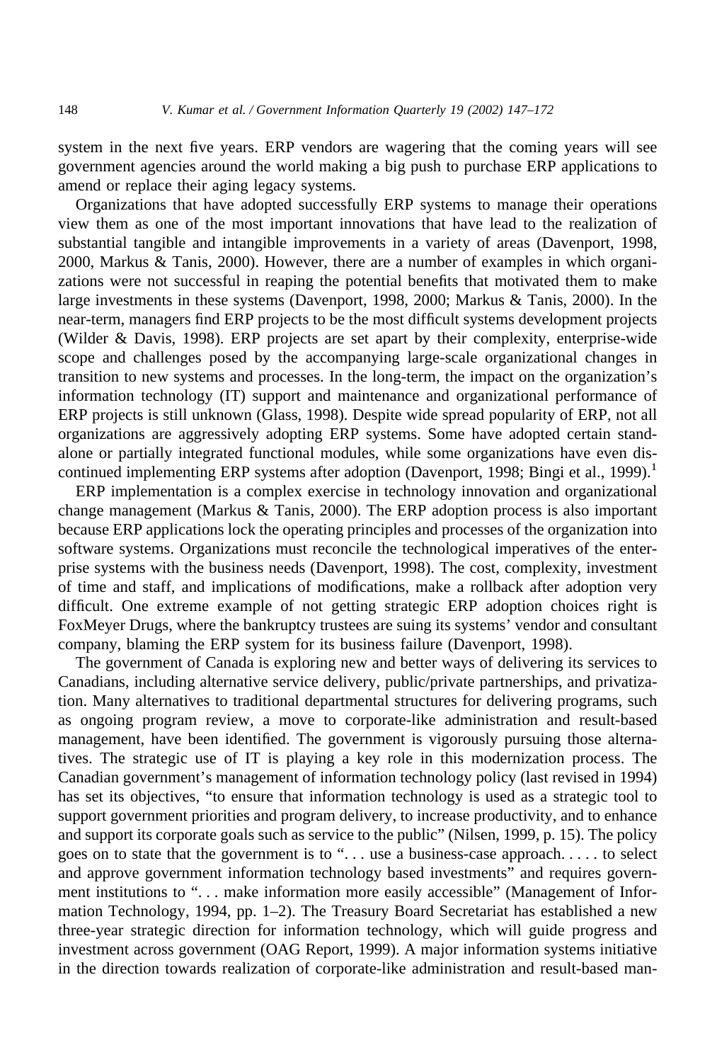system in the next five years. ERP vendors are wagering that the coming years will see government agencies around the world making a big push to purchase ERP applications to amend or replace their aging legacy systems.

Organizations that have adopted successfully ERP systems to manage their operations view them as one of the most important innovations that have lead to the realization of substantial tangible and intangible improvements in a variety of areas (Davenport, 1998, 2000, Markus & Tanis, 2000). However, there are a number of examples in which organizations were not successful in reaping the potential benefits that motivated them to make large investments in these systems (Davenport, 1998, 2000; Markus & Tanis, 2000). In the near-term, managers find ERP projects to be the most difficult systems development projects (Wilder & Davis, 1998). ERP projects are set apart by their complexity, enterprise-wide scope and challenges posed by the accompanying large-scale organizational changes in transition to new systems and processes. In the long-term, the impact on the organization's information technology (IT) support and maintenance and organizational performance of ERP projects is still unknown (Glass, 1998). Despite wide spread popularity of ERP, not all organizations are aggressively adopting ERP systems. Some have adopted certain stand-alone or partially integrated functional modules, while some organizations have even discontinued implementing ERP systems after adoption (Davenport, 1998; Bingi et al., 1999).[1]

ERP implementation is a complex exercise in technology innovation and organizational change management (Markus & Tanis, 2000). The ERP adoption process is also important because ERP applications lock the operating principles and processes of the organization into software systems. Organizations must reconcile the technological imperatives of the enterprise systems with the business needs (Davenport, 1998). The cost, complexity, investment of time and staff, and implications of modifications, make a rollback after adoption very difficult. One extreme example of not getting strategic ERP adoption choices right is FoxMeyer Drugs, where the bankruptcy trustees are suing its systems' vendor and consultant company, blaming the ERP system for its business failure (Davenport, 1998).

The government of Canada is exploring new and better ways of delivering its services to Canadians, including alternative service delivery, public/private partnerships, and privatization. Many alternatives to traditional departmental structures for delivering programs, such as ongoing program review, a move to corporate-like administration and result-based management, have been identified. The government is vigorously pursuing those alternatives. The strategic use of IT is playing a key role in this modernization process. The Canadian government's management of information technology policy (last revised in 1994) has set its objectives, "to ensure that information technology is used as a strategic tool to support government priorities and program delivery, to increase productivity, and to enhance and support its corporate goals such as service to the public" (Nilsen, 1999, p. 15). The policy goes on to state that the government is to ". . . use a business-case approach. . . . . to select and approve government information technology based investments" and requires government institutions to ". . . make information more easily accessible" (Management of Information Technology, 1994, pp. 1–2). The Treasury Board Secretariat has established a new three-year strategic direction for information technology, which will guide progress and investment across government (OAG Report, 1999). A major information systems initiative in the direction towards realization of corporate-like administration and result-based man-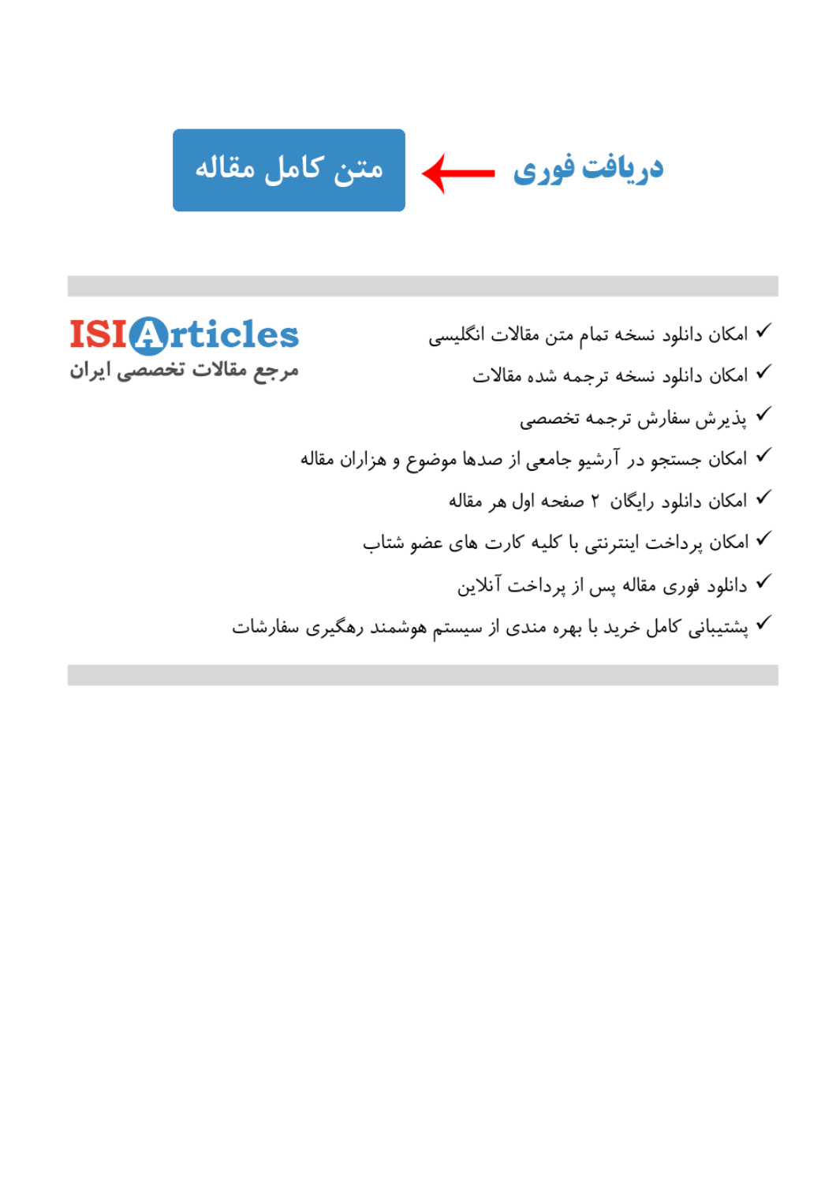دریافت فوری ← متن کامل مقاله

ISIArticles
مرجع مقالات تخصصی ایران

- ✓ امکان دانلود نسخه تمام متن مقالات انگلیسی
- ✓ امکان دانلود نسخه ترجمه شده مقالات
- ✓ پذیرش سفارش ترجمه تخصصی
- ✓ امکان جستجو در آرشیو جامعی از صدها موضوع و هزاران مقاله
- ✓ امکان دانلود رایگان ۲ صفحه اول هر مقاله
- ✓ امکان پرداخت اینترنتی با کلیه کارت های عضو شتاب
- ✓ دانلود فوری مقاله پس از پرداخت آنلاین
- ✓ پشتیبانی کامل خرید با بهره مندی از سیستم هوشمند رهگیری سفارشات